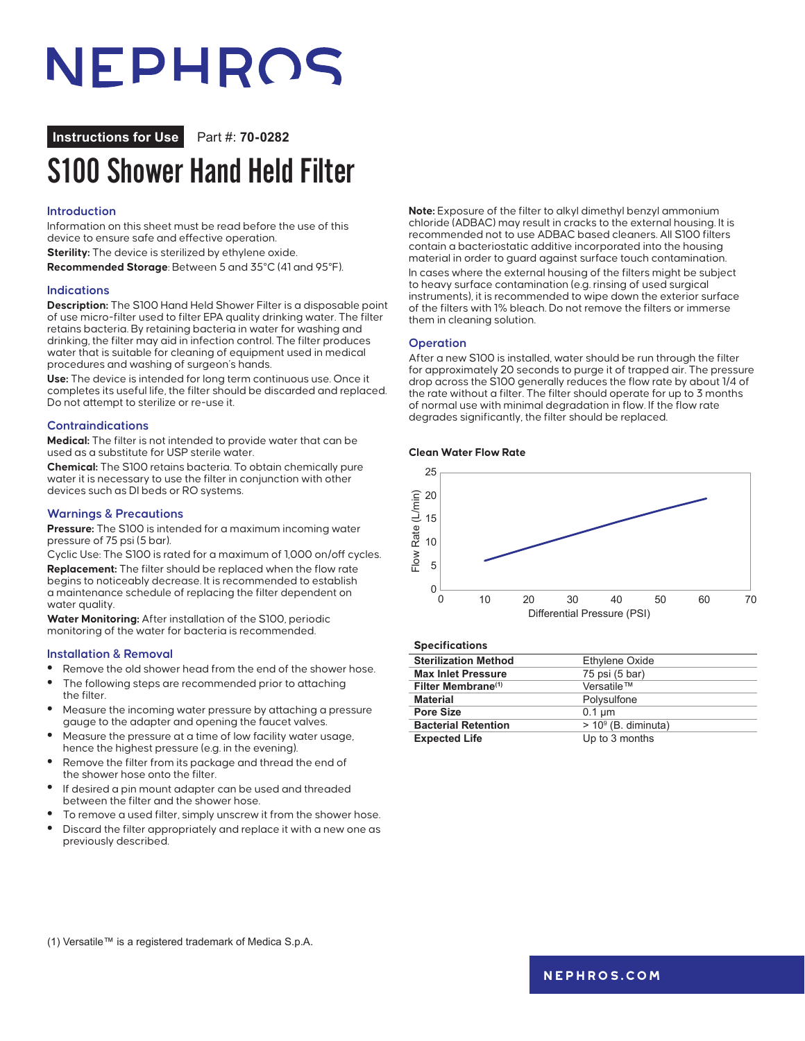# NEPHROS

**Instructions for Use** Part #: **70-0282**

# S100 Shower Hand Held Filter

## Introduction

Information on this sheet must be read before the use of this device to ensure safe and effective operation.

**Sterility:** The device is sterilized by ethylene oxide.

**Recommended Storage**: Between 5 and 35°C (41 and 95°F).

## Indications

**Description:** The S100 Hand Held Shower Filter is a disposable point of use micro-filter used to filter EPA quality drinking water. The filter retains bacteria. By retaining bacteria in water for washing and drinking, the filter may aid in infection control. The filter produces water that is suitable for cleaning of equipment used in medical procedures and washing of surgeon's hands.

**Use:** The device is intended for long term continuous use. Once it completes its useful life, the filter should be discarded and replaced. Do not attempt to sterilize or re-use it.

## Contraindications

**Medical:** The filter is not intended to provide water that can be used as a substitute for USP sterile water.

**Chemical:** The S100 retains bacteria. To obtain chemically pure water it is necessary to use the filter in conjunction with other devices such as DI beds or RO systems.

## Warnings & Precautions

**Pressure:** The S100 is intended for a maximum incoming water pressure of 75 psi (5 bar).

Cyclic Use: The S100 is rated for a maximum of 1,000 on/off cycles.

**Replacement:** The filter should be replaced when the flow rate begins to noticeably decrease. It is recommended to establish a maintenance schedule of replacing the filter dependent on water quality.

**Water Monitoring:** After installation of the S100, periodic monitoring of the water for bacteria is recommended.

## Installation & Removal

- Remove the old shower head from the end of the shower hose.
- The following steps are recommended prior to attaching the filter.
- Measure the incoming water pressure by attaching a pressure gauge to the adapter and opening the faucet valves.
- Measure the pressure at a time of low facility water usage, hence the highest pressure (e.g. in the evening).
- Remove the filter from its package and thread the end of the shower hose onto the filter.
- If desired a pin mount adapter can be used and threaded between the filter and the shower hose.
- To remove a used filter, simply unscrew it from the shower hose.
- Discard the filter appropriately and replace it with a new one as previously described.

**Note:** Exposure of the filter to alkyl dimethyl benzyl ammonium chloride (ADBAC) may result in cracks to the external housing. It is recommended not to use ADBAC based cleaners. All S100 filters contain a bacteriostatic additive incorporated into the housing material in order to guard against surface touch contamination.

In cases where the external housing of the filters might be subject to heavy surface contamination (e.g. rinsing of used surgical instruments), it is recommended to wipe down the exterior surface of the filters with 1% bleach. Do not remove the filters or immerse them in cleaning solution.

## Operation

After a new S100 is installed, water should be run through the filter for approximately 20 seconds to purge it of trapped air. The pressure drop across the S100 generally reduces the flow rate by about 1/4 of the rate without a filter. The filter should operate for up to 3 months of normal use with minimal degradation in flow. If the flow rate degrades significantly, the filter should be replaced.

**Clean Water Flow Rate**

(Chart: Flow Rate (L/min), 0–25, vs. Differential Pressure (PSI), 0–70; line rising from about 6 L/min at 10 PSI to about 19 L/min at 60 PSI.)

**Specifications**

| | |
|---|---|
| **Sterilization Method** | Ethylene Oxide |
| **Max Inlet Pressure** | 75 psi (5 bar) |
| **Filter Membrane**(1) | Versatile™ |
| **Material** | Polysulfone |
| **Pore Size** | 0.1 μm |
| **Bacterial Retention** | > $10^9$ (B. diminuta) |
| **Expected Life** | Up to 3 months |

(1) Versatile™ is a registered trademark of Medica S.p.A.

NEPHROS.COM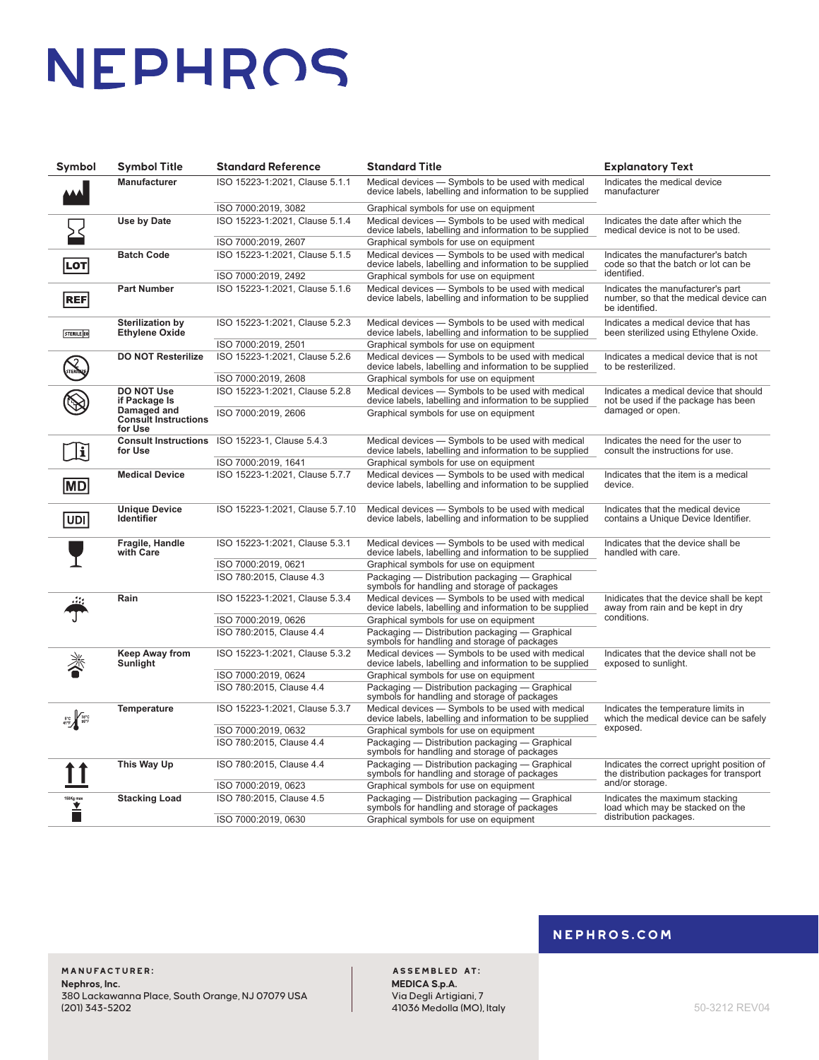# NEPHROS

| Symbol | Symbol Title | Standard Reference | Standard Title | Explanatory Text |
|---|---|---|---|---|
| | **Manufacturer** | ISO 15223-1:2021, Clause 5.1.1 | Medical devices — Symbols to be used with medical device labels, labelling and information to be supplied | Indicates the medical device manufacturer |
| | | ISO 7000:2019, 3082 | Graphical symbols for use on equipment | |
| | **Use by Date** | ISO 15223-1:2021, Clause 5.1.4 | Medical devices — Symbols to be used with medical device labels, labelling and information to be supplied | Indicates the date after which the medical device is not to be used. |
| | | ISO 7000:2019, 2607 | Graphical symbols for use on equipment | |
| LOT | **Batch Code** | ISO 15223-1:2021, Clause 5.1.5 | Medical devices — Symbols to be used with medical device labels, labelling and information to be supplied | Indicates the manufacturer's batch code so that the batch or lot can be identified. |
| | | ISO 7000:2019, 2492 | Graphical symbols for use on equipment | |
| REF | **Part Number** | ISO 15223-1:2021, Clause 5.1.6 | Medical devices — Symbols to be used with medical device labels, labelling and information to be supplied | Indicates the manufacturer's part number, so that the medical device can be identified. |
| STERILE EO | **Sterilization by Ethylene Oxide** | ISO 15223-1:2021, Clause 5.2.3 | Medical devices — Symbols to be used with medical device labels, labelling and information to be supplied | Indicates a medical device that has been sterilized using Ethylene Oxide. |
| | | ISO 7000:2019, 2501 | Graphical symbols for use on equipment | |
| STERILIZE | **DO NOT Resterilize** | ISO 15223-1:2021, Clause 5.2.6 | Medical devices — Symbols to be used with medical device labels, labelling and information to be supplied | Indicates a medical device that is not to be resterilized. |
| | | ISO 7000:2019, 2608 | Graphical symbols for use on equipment | |
| | **DO NOT Use if Package Is Damaged and Consult Instructions for Use** | ISO 15223-1:2021, Clause 5.2.8 | Medical devices — Symbols to be used with medical device labels, labelling and information to be supplied | Indicates a medical device that should not be used if the package has been damaged or open. |
| | | ISO 7000:2019, 2606 | Graphical symbols for use on equipment | |
| | **Consult Instructions for Use** | ISO 15223-1, Clause 5.4.3 | Medical devices — Symbols to be used with medical device labels, labelling and information to be supplied | Indicates the need for the user to consult the instructions for use. |
| | | ISO 7000:2019, 1641 | Graphical symbols for use on equipment | |
| MD | **Medical Device** | ISO 15223-1:2021, Clause 5.7.7 | Medical devices — Symbols to be used with medical device labels, labelling and information to be supplied | Indicates that the item is a medical device. |
| UDI | **Unique Device Identifier** | ISO 15223-1:2021, Clause 5.7.10 | Medical devices — Symbols to be used with medical device labels, labelling and information to be supplied | Indicates that the medical device contains a Unique Device Identifier. |
| | **Fragile, Handle with Care** | ISO 15223-1:2021, Clause 5.3.1 | Medical devices — Symbols to be used with medical device labels, labelling and information to be supplied | Indicates that the device shall be handled with care. |
| | | ISO 7000:2019, 0621 | Graphical symbols for use on equipment | |
| | | ISO 780:2015, Clause 4.3 | Packaging — Distribution packaging — Graphical symbols for handling and storage of packages | |
| | **Rain** | ISO 15223-1:2021, Clause 5.3.4 | Medical devices — Symbols to be used with medical device labels, labelling and information to be supplied | Inidicates that the device shall be kept away from rain and be kept in dry conditions. |
| | | ISO 7000:2019, 0626 | Graphical symbols for use on equipment | |
| | | ISO 780:2015, Clause 4.4 | Packaging — Distribution packaging — Graphical symbols for handling and storage of packages | |
| | **Keep Away from Sunlight** | ISO 15223-1:2021, Clause 5.3.2 | Medical devices — Symbols to be used with medical device labels, labelling and information to be supplied | Indicates that the device shall not be exposed to sunlight. |
| | | ISO 7000:2019, 0624 | Graphical symbols for use on equipment | |
| | | ISO 780:2015, Clause 4.4 | Packaging — Distribution packaging — Graphical symbols for handling and storage of packages | |
| 5°C 41°F / 35°C 95°F | **Temperature** | ISO 15223-1:2021, Clause 5.3.7 | Medical devices — Symbols to be used with medical device labels, labelling and information to be supplied | Indicates the temperature limits in which the medical device can be safely exposed. |
| | | ISO 7000:2019, 0632 | Graphical symbols for use on equipment | |
| | | ISO 780:2015, Clause 4.4 | Packaging — Distribution packaging — Graphical symbols for handling and storage of packages | |
| | **This Way Up** | ISO 780:2015, Clause 4.4 | Packaging — Distribution packaging — Graphical symbols for handling and storage of packages | Indicates the correct upright position of the distribution packages for transport and/or storage. |
| | | ISO 7000:2019, 0623 | Graphical symbols for use on equipment | |
| 150Kg max | **Stacking Load** | ISO 780:2015, Clause 4.5 | Packaging — Distribution packaging — Graphical symbols for handling and storage of packages | Indicates the maximum stacking load which may be stacked on the distribution packages. |
| | | ISO 7000:2019, 0630 | Graphical symbols for use on equipment | |

**NEPHROS.COM**

**MANUFACTURER:**
**Nephros, Inc.**
380 Lackawanna Place, South Orange, NJ 07079 USA
(201) 343-5202

**ASSEMBLED AT:**
**MEDICA S.p.A.**
Via Degli Artigiani, 7
41036 Medolla (MO), Italy

50-3212 REV04